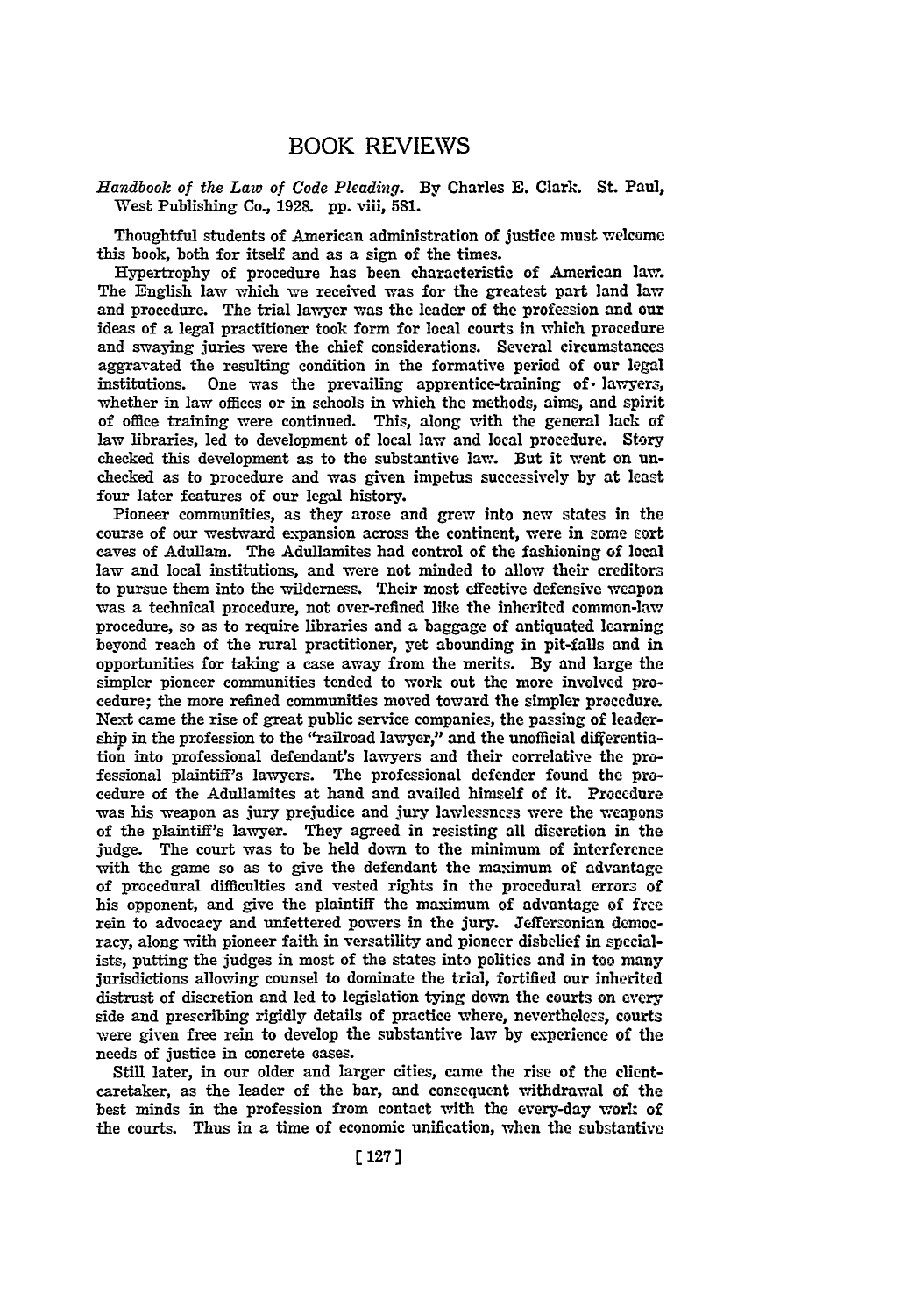# BOOK REVIEWS

*Handbook of the Law of Code Pleading.* By Charles E. Clark. St. Paul, West Publishing Co., 1928. pp. viii, 581.

Thoughtful students of American administration of justice must welcome this book, both for itself and as a sign of the times.

Hypertrophy of procedure has been characteristic of American law. The English law which we received was for the greatest part land law and procedure. The trial lawyer was the leader of the profession and our ideas of a legal practitioner took form for local courts in which procedure and swaying juries were the chief considerations. Several circumstances aggravated the resulting condition in the formative period of our legal institutions. One was the prevailing apprentice-training of lawyers, whether in law offices or in schools in which the methods, aims, and spirit of office training were continued. This, along with the general lack of law libraries, led to development of local law and local procedure. Story checked this development as to the substantive law. But it went on unchecked as to procedure and was given impetus successively by at least four later features of our legal history.

Pioneer communities, as they arose and grew into new states in the course of our westward expansion across the continent, were in some sort caves of Adullam. The Adullamites had control of the fashioning of local law and local institutions, and were not minded to allow their creditors to pursue them into the wilderness. Their most effective defensive weapon was a technical procedure, not over-refined like the inherited common-law procedure, so as to require libraries and a baggage of antiquated learning beyond reach of the rural practitioner, yet abounding in pit-falls and in opportunities for taking a case away from the merits. By and large the simpler pioneer communities tended to work out the more involved procedure; the more refined communities moved toward the simpler procedure. Next came the rise of great public service companies, the passing of leadership in the profession to the "railroad lawyer," and the unofficial differentiation into professional defendant's lawyers and their correlative the professional plaintiff's lawyers. The professional defender found the procedure of the Adullamites at hand and availed himself of it. Procedure was his weapon as jury prejudice and jury lawlessness were the weapons of the plaintiff's lawyer. They agreed in resisting all discretion in the judge. The court was to be held down to the minimum of interference with the game so as to give the defendant the maximum of advantage of procedural difficulties and vested rights in the procedural errors of his opponent, and give the plaintiff the maximum of advantage of free rein to advocacy and unfettered powers in the jury. Jeffersonian democracy, along with pioneer faith in versatility and pioneer disbelief in specialists, putting the judges in most of the states into politics and in too many jurisdictions allowing counsel to dominate the trial, fortified our inherited distrust of discretion and led to legislation tying down the courts on every side and prescribing rigidly details of practice where, nevertheless, courts were given free rein to develop the substantive law by experience of the needs of justice in concrete cases.

Still later, in our older and larger cities, came the rise of the client-caretaker, as the leader of the bar, and consequent withdrawal of the best minds in the profession from contact with the every-day work of the courts. Thus in a time of economic unification, when the substantive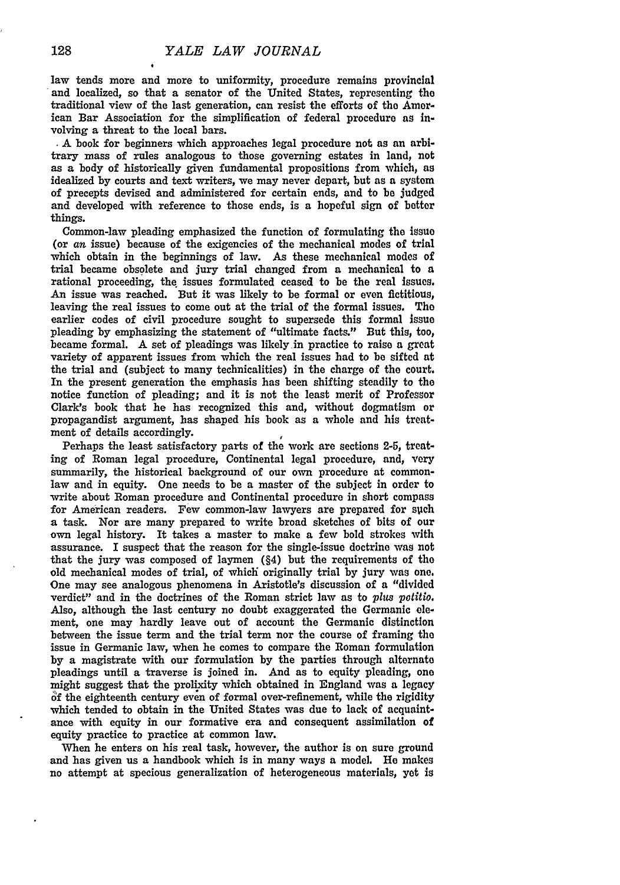law tends more and more to uniformity, procedure remains provincial and localized, so that a senator of the United States, representing the traditional view of the last generation, can resist the efforts of the American Bar Association for the simplification of federal procedure as involving a threat to the local bars.

A book for beginners which approaches legal procedure not as an arbitrary mass of rules analogous to those governing estates in land, not as a body of historically given fundamental propositions from which, as idealized by courts and text writers, we may never depart, but as a system of precepts devised and administered for certain ends, and to be judged and developed with reference to those ends, is a hopeful sign of better things.

Common-law pleading emphasized the function of formulating the issue (or *an* issue) because of the exigencies of the mechanical modes of trial which obtain in the beginnings of law. As these mechanical modes of trial became obsolete and jury trial changed from a mechanical to a rational proceeding, the issues formulated ceased to be the real issues. An issue was reached. But it was likely to be formal or even fictitious, leaving the real issues to come out at the trial of the formal issues. The earlier codes of civil procedure sought to supersede this formal issue pleading by emphasizing the statement of "ultimate facts." But this, too, became formal. A set of pleadings was likely in practice to raise a great variety of apparent issues from which the real issues had to be sifted at the trial and (subject to many technicalities) in the charge of the court. In the present generation the emphasis has been shifting steadily to the notice function of pleading; and it is not the least merit of Professor Clark's book that he has recognized this and, without dogmatism or propagandist argument, has shaped his book as a whole and his treatment of details accordingly.

Perhaps the least satisfactory parts of the work are sections 2-5, treating of Roman legal procedure, Continental legal procedure, and, very summarily, the historical background of our own procedure at common-law and in equity. One needs to be a master of the subject in order to write about Roman procedure and Continental procedure in short compass for American readers. Few common-law lawyers are prepared for such a task. Nor are many prepared to write broad sketches of bits of our own legal history. It takes a master to make a few bold strokes with assurance. I suspect that the reason for the single-issue doctrine was not that the jury was composed of laymen (§4) but the requirements of the old mechanical modes of trial, of which originally trial by jury was one. One may see analogous phenomena in Aristotle's discussion of a "divided verdict" and in the doctrines of the Roman strict law as to *plus petitio*. Also, although the last century no doubt exaggerated the Germanic element, one may hardly leave out of account the Germanic distinction between the issue term and the trial term nor the course of framing the issue in Germanic law, when he comes to compare the Roman formulation by a magistrate with our formulation by the parties through alternate pleadings until a traverse is joined in. And as to equity pleading, one might suggest that the prolixity which obtained in England was a legacy of the eighteenth century even of formal over-refinement, while the rigidity which tended to obtain in the United States was due to lack of acquaintance with equity in our formative era and consequent assimilation of equity practice to practice at common law.

When he enters on his real task, however, the author is on sure ground and has given us a handbook which is in many ways a model. He makes no attempt at specious generalization of heterogeneous materials, yet is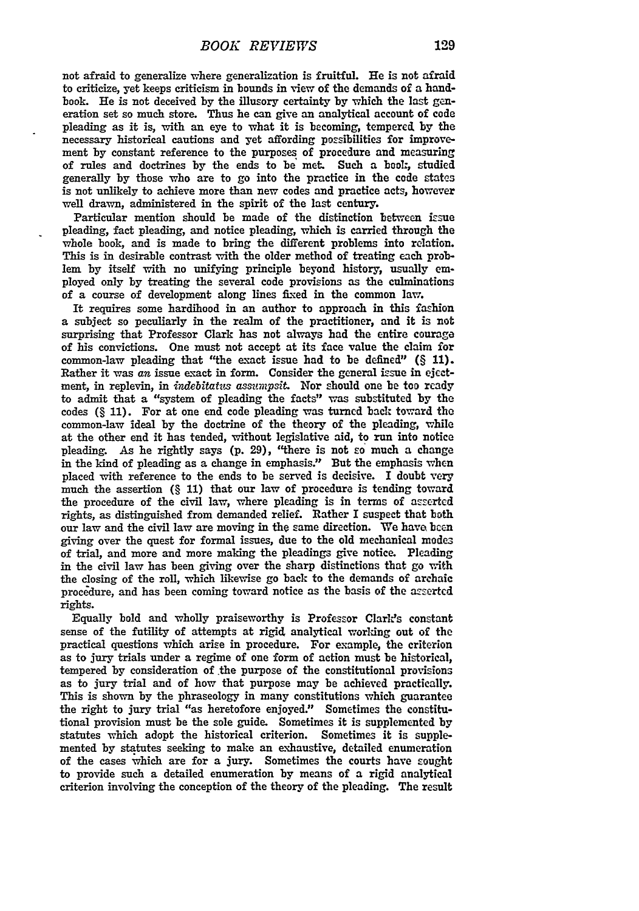not afraid to generalize where generalization is fruitful. He is not afraid to criticize, yet keeps criticism in bounds in view of the demands of a handbook. He is not deceived by the illusory certainty by which the last generation set so much store. Thus he can give an analytical account of code pleading as it is, with an eye to what it is becoming, tempered by the necessary historical cautions and yet affording possibilities for improvement by constant reference to the purposes of procedure and measuring of rules and doctrines by the ends to be met. Such a book, studied generally by those who are to go into the practice in the code states is not unlikely to achieve more than new codes and practice acts, however well drawn, administered in the spirit of the last century.

Particular mention should be made of the distinction between issue pleading, fact pleading, and notice pleading, which is carried through the whole book, and is made to bring the different problems into relation. This is in desirable contrast with the older method of treating each problem by itself with no unifying principle beyond history, usually employed only by treating the several code provisions as the culminations of a course of development along lines fixed in the common law.

It requires some hardihood in an author to approach in this fashion a subject so peculiarly in the realm of the practitioner, and it is not surprising that Professor Clark has not always had the entire courage of his convictions. One must not accept at its face value the claim for common-law pleading that "the exact issue had to be defined" (§ 11). Rather it was *an* issue exact in form. Consider the general issue in ejectment, in replevin, in *indebitatus assumpsit*. Nor should one be too ready to admit that a "system of pleading the facts" was substituted by the codes (§ 11). For at one end code pleading was turned back toward the common-law ideal by the doctrine of the theory of the pleading, while at the other end it has tended, without legislative aid, to run into notice pleading. As he rightly says (p. 29), "there is not so much a change in the kind of pleading as a change in emphasis." But the emphasis when placed with reference to the ends to be served is decisive. I doubt very much the assertion (§ 11) that our law of procedure is tending toward the procedure of the civil law, where pleading is in terms of asserted rights, as distinguished from demanded relief. Rather I suspect that both our law and the civil law are moving in the same direction. We have been giving over the quest for formal issues, due to the old mechanical modes of trial, and more and more making the pleadings give notice. Pleading in the civil law has been giving over the sharp distinctions that go with the closing of the roll, which likewise go back to the demands of archaic procedure, and has been coming toward notice as the basis of the asserted rights.

Equally bold and wholly praiseworthy is Professor Clark's constant sense of the futility of attempts at rigid analytical working out of the practical questions which arise in procedure. For example, the criterion as to jury trials under a regime of one form of action must be historical, tempered by consideration of the purpose of the constitutional provisions as to jury trial and of how that purpose may be achieved practically. This is shown by the phraseology in many constitutions which guarantee the right to jury trial "as heretofore enjoyed." Sometimes the constitutional provision must be the sole guide. Sometimes it is supplemented by statutes which adopt the historical criterion. Sometimes it is supplemented by statutes seeking to make an exhaustive, detailed enumeration of the cases which are for a jury. Sometimes the courts have sought to provide such a detailed enumeration by means of a rigid analytical criterion involving the conception of the theory of the pleading. The result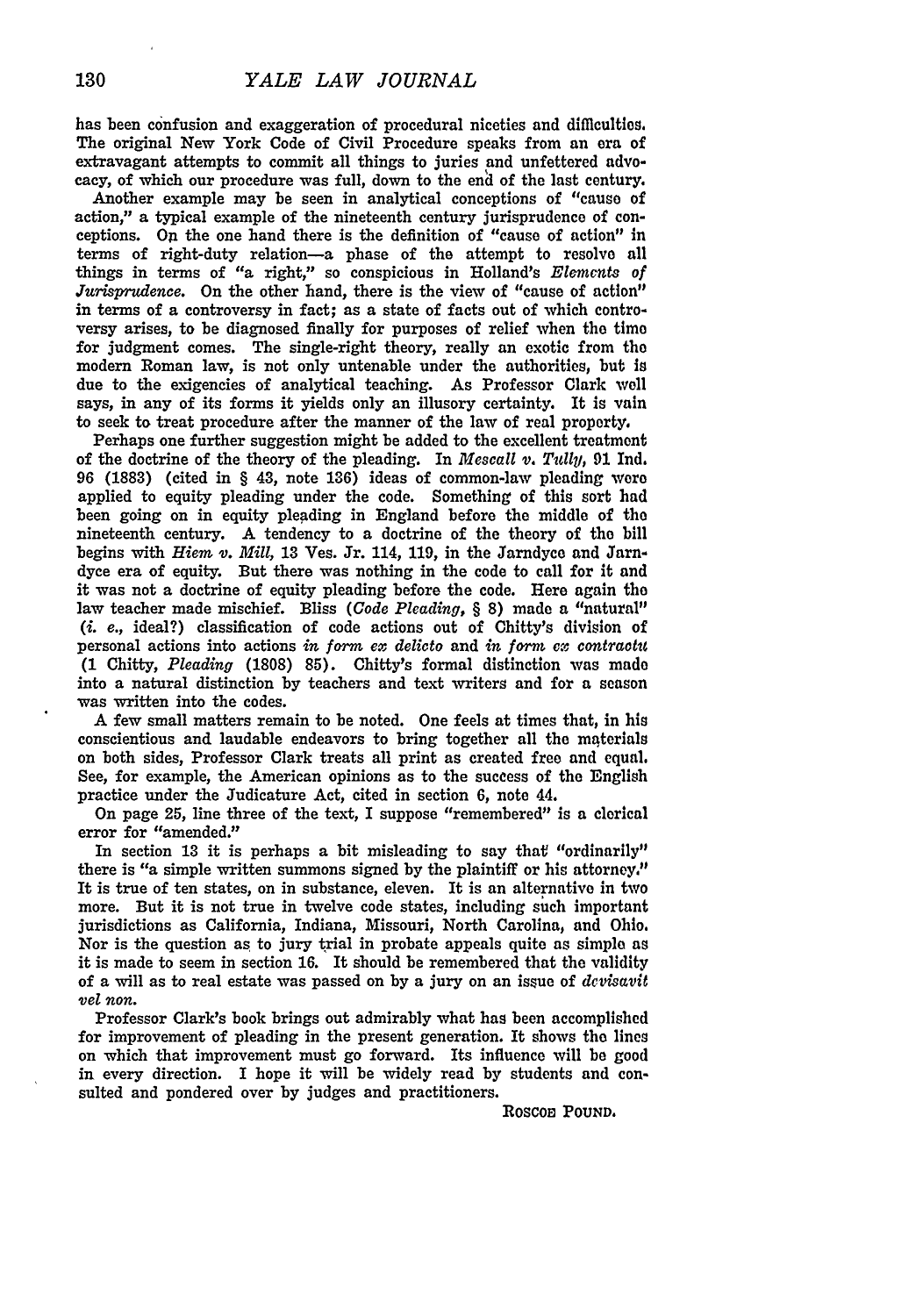has been confusion and exaggeration of procedural niceties and difficulties. The original New York Code of Civil Procedure speaks from an era of extravagant attempts to commit all things to juries and unfettered advocacy, of which our procedure was full, down to the end of the last century.

Another example may be seen in analytical conceptions of "cause of action," a typical example of the nineteenth century jurisprudence of conceptions. On the one hand there is the definition of "cause of action" in terms of right-duty relation—a phase of the attempt to resolve all things in terms of "a right," so conspicious in Holland's *Elements of Jurisprudence*. On the other hand, there is the view of "cause of action" in terms of a controversy in fact; as a state of facts out of which controversy arises, to be diagnosed finally for purposes of relief when the time for judgment comes. The single-right theory, really an exotic from the modern Roman law, is not only untenable under the authorities, but is due to the exigencies of analytical teaching. As Professor Clark well says, in any of its forms it yields only an illusory certainty. It is vain to seek to treat procedure after the manner of the law of real property.

Perhaps one further suggestion might be added to the excellent treatment of the doctrine of the theory of the pleading. In *Mescall v. Tully*, 91 Ind. 96 (1883) (cited in § 43, note 136) ideas of common-law pleading were applied to equity pleading under the code. Something of this sort had been going on in equity pleading in England before the middle of the nineteenth century. A tendency to a doctrine of the theory of the bill begins with *Hiem v. Mill*, 13 Ves. Jr. 114, 119, in the Jarndyce and Jarndyce era of equity. But there was nothing in the code to call for it and it was not a doctrine of equity pleading before the code. Here again the law teacher made mischief. Bliss (*Code Pleading*, § 8) made a "natural" (*i. e.*, ideal?) classification of code actions out of Chitty's division of personal actions into actions *in form ex delicto* and *in form ex contractu* (1 Chitty, *Pleading* (1808) 85). Chitty's formal distinction was made into a natural distinction by teachers and text writers and for a season was written into the codes.

A few small matters remain to be noted. One feels at times that, in his conscientious and laudable endeavors to bring together all the materials on both sides, Professor Clark treats all print as created free and equal. See, for example, the American opinions as to the success of the English practice under the Judicature Act, cited in section 6, note 44.

On page 25, line three of the text, I suppose "remembered" is a clerical error for "amended."

In section 13 it is perhaps a bit misleading to say that "ordinarily" there is "a simple written summons signed by the plaintiff or his attorney." It is true of ten states, on in substance, eleven. It is an alternative in two more. But it is not true in twelve code states, including such important jurisdictions as California, Indiana, Missouri, North Carolina, and Ohio. Nor is the question as to jury trial in probate appeals quite as simple as it is made to seem in section 16. It should be remembered that the validity of a will as to real estate was passed on by a jury on an issue of *devisavit vel non*.

Professor Clark's book brings out admirably what has been accomplished for improvement of pleading in the present generation. It shows the lines on which that improvement must go forward. Its influence will be good in every direction. I hope it will be widely read by students and consulted and pondered over by judges and practitioners.

ROSCOE POUND.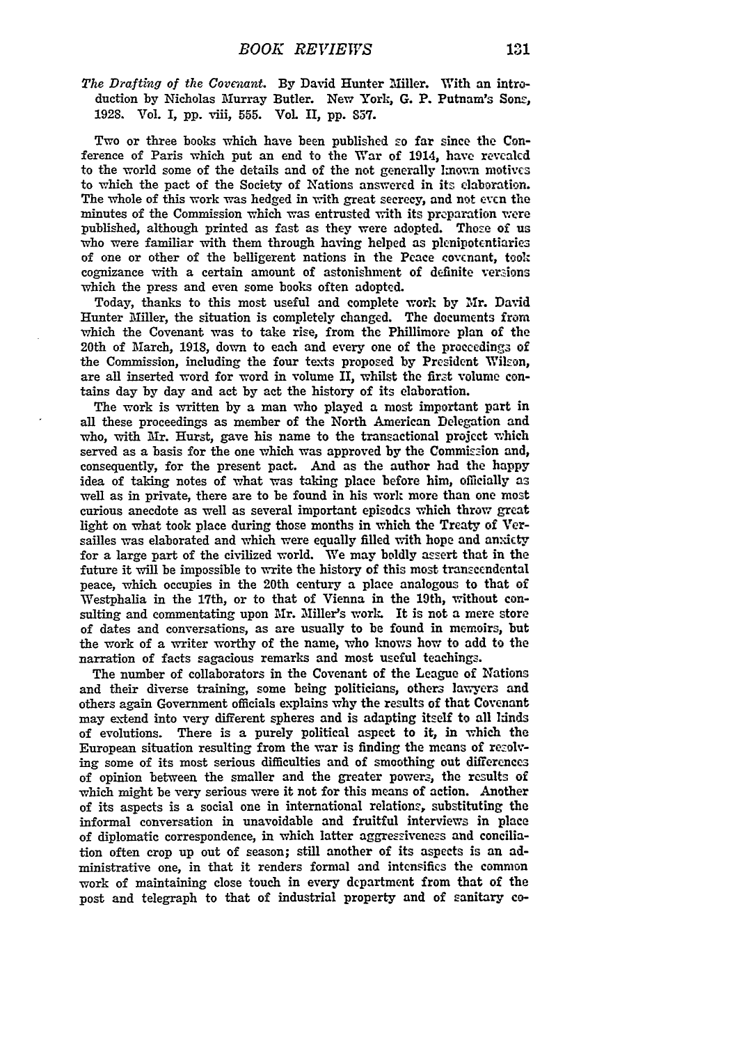*The Drafting of the Covenant*. By David Hunter Miller. With an introduction by Nicholas Murray Butler. New York, G. P. Putnam's Sons, 1928. Vol. I, pp. viii, 555. Vol. II, pp. 857.

Two or three books which have been published so far since the Conference of Paris which put an end to the War of 1914, have revealed to the world some of the details and of the not generally known motives to which the pact of the Society of Nations answered in its elaboration. The whole of this work was hedged in with great secrecy, and not even the minutes of the Commission which was entrusted with its preparation were published, although printed as fast as they were adopted. Those of us who were familiar with them through having helped as plenipotentiaries of one or other of the belligerent nations in the Peace covenant, took cognizance with a certain amount of astonishment of definite versions which the press and even some books often adopted.

Today, thanks to this most useful and complete work by Mr. David Hunter Miller, the situation is completely changed. The documents from which the Covenant was to take rise, from the Phillimore plan of the 20th of March, 1918, down to each and every one of the proceedings of the Commission, including the four texts proposed by President Wilson, are all inserted word for word in volume II, whilst the first volume contains day by day and act by act the history of its elaboration.

The work is written by a man who played a most important part in all these proceedings as member of the North American Delegation and who, with Mr. Hurst, gave his name to the transactional project which served as a basis for the one which was approved by the Commission and, consequently, for the present pact. And as the author had the happy idea of taking notes of what was taking place before him, officially as well as in private, there are to be found in his work more than one most curious anecdote as well as several important episodes which throw great light on what took place during those months in which the Treaty of Versailles was elaborated and which were equally filled with hope and anxiety for a large part of the civilized world. We may boldly assert that in the future it will be impossible to write the history of this most transcendental peace, which occupies in the 20th century a place analogous to that of Westphalia in the 17th, or to that of Vienna in the 19th, without consulting and commentating upon Mr. Miller's work. It is not a mere store of dates and conversations, as are usually to be found in memoirs, but the work of a writer worthy of the name, who knows how to add to the narration of facts sagacious remarks and most useful teachings.

The number of collaborators in the Covenant of the League of Nations and their diverse training, some being politicians, others lawyers and others again Government officials explains why the results of that Covenant may extend into very different spheres and is adapting itself to all kinds of evolutions. There is a purely political aspect to it, in which the European situation resulting from the war is finding the means of resolving some of its most serious difficulties and of smoothing out differences of opinion between the smaller and the greater powers, the results of which might be very serious were it not for this means of action. Another of its aspects is a social one in international relations, substituting the informal conversation in unavoidable and fruitful interviews in place of diplomatic correspondence, in which latter aggressiveness and conciliation often crop up out of season; still another of its aspects is an administrative one, in that it renders formal and intensifies the common work of maintaining close touch in every department from that of the post and telegraph to that of industrial property and of sanitary co-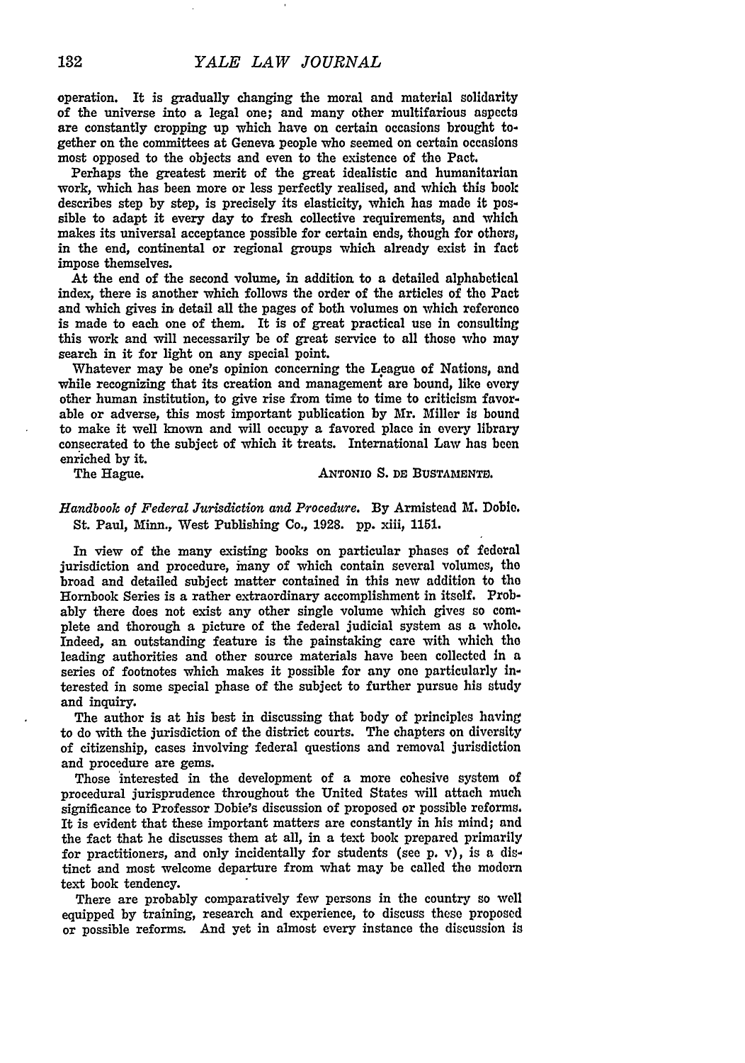operation. It is gradually changing the moral and material solidarity of the universe into a legal one; and many other multifarious aspects are constantly cropping up which have on certain occasions brought together on the committees at Geneva people who seemed on certain occasions most opposed to the objects and even to the existence of the Pact.

Perhaps the greatest merit of the great idealistic and humanitarian work, which has been more or less perfectly realised, and which this book describes step by step, is precisely its elasticity, which has made it possible to adapt it every day to fresh collective requirements, and which makes its universal acceptance possible for certain ends, though for others, in the end, continental or regional groups which already exist in fact impose themselves.

At the end of the second volume, in addition to a detailed alphabetical index, there is another which follows the order of the articles of the Pact and which gives in detail all the pages of both volumes on which reference is made to each one of them. It is of great practical use in consulting this work and will necessarily be of great service to all those who may search in it for light on any special point.

Whatever may be one's opinion concerning the League of Nations, and while recognizing that its creation and management are bound, like every other human institution, to give rise from time to time to criticism favorable or adverse, this most important publication by Mr. Miller is bound to make it well known and will occupy a favored place in every library consecrated to the subject of which it treats. International Law has been enriched by it.

The Hague. ANTONIO S. DE BUSTAMENTE.

*Handbook of Federal Jurisdiction and Procedure.* By Armistead M. Dobie. St. Paul, Minn., West Publishing Co., 1928. pp. xiii, 1151.

In view of the many existing books on particular phases of federal jurisdiction and procedure, many of which contain several volumes, the broad and detailed subject matter contained in this new addition to the Hornbook Series is a rather extraordinary accomplishment in itself. Probably there does not exist any other single volume which gives so complete and thorough a picture of the federal judicial system as a whole. Indeed, an outstanding feature is the painstaking care with which the leading authorities and other source materials have been collected in a series of footnotes which makes it possible for any one particularly interested in some special phase of the subject to further pursue his study and inquiry.

The author is at his best in discussing that body of principles having to do with the jurisdiction of the district courts. The chapters on diversity of citizenship, cases involving federal questions and removal jurisdiction and procedure are gems.

Those interested in the development of a more cohesive system of procedural jurisprudence throughout the United States will attach much significance to Professor Dobie's discussion of proposed or possible reforms. It is evident that these important matters are constantly in his mind; and the fact that he discusses them at all, in a text book prepared primarily for practitioners, and only incidentally for students (see p. v), is a distinct and most welcome departure from what may be called the modern text book tendency.

There are probably comparatively few persons in the country so well equipped by training, research and experience, to discuss these proposed or possible reforms. And yet in almost every instance the discussion is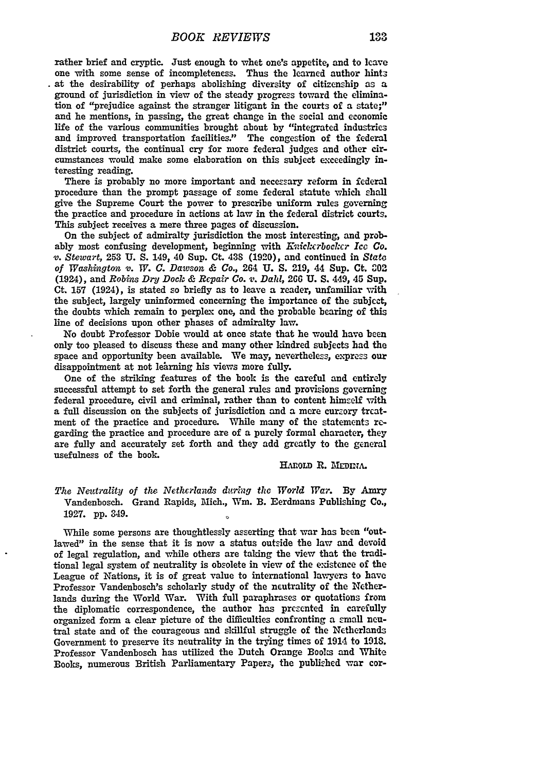rather brief and cryptic. Just enough to whet one's appetite, and to leave one with some sense of incompleteness. Thus the learned author hints at the desirability of perhaps abolishing diversity of citizenship as a ground of jurisdiction in view of the steady progress toward the elimination of "prejudice against the stranger litigant in the courts of a state;" and he mentions, in passing, the great change in the social and economic life of the various communities brought about by "integrated industries and improved transportation facilities." The congestion of the federal district courts, the continual cry for more federal judges and other circumstances would make some elaboration on this subject exceedingly interesting reading.

There is probably no more important and necessary reform in federal procedure than the prompt passage of some federal statute which shall give the Supreme Court the power to prescribe uniform rules governing the practice and procedure in actions at law in the federal district courts. This subject receives a mere three pages of discussion.

On the subject of admiralty jurisdiction the most interesting, and probably most confusing development, beginning with *Knickerbocker Ice Co. v. Stewart*, 253 U. S. 149, 40 Sup. Ct. 438 (1920), and continued in *State of Washington v. W. C. Dawson & Co.*, 264 U. S. 219, 44 Sup. Ct. 302 (1924), and *Robins Dry Dock & Repair Co. v. Dahl*, 266 U. S. 449, 45 Sup. Ct. 157 (1924), is stated so briefly as to leave a reader, unfamiliar with the subject, largely uninformed concerning the importance of the subject, the doubts which remain to perplex one, and the probable bearing of this line of decisions upon other phases of admiralty law.

No doubt Professor Dobie would at once state that he would have been only too pleased to discuss these and many other kindred subjects had the space and opportunity been available. We may, nevertheless, express our disappointment at not learning his views more fully.

One of the striking features of the book is the careful and entirely successful attempt to set forth the general rules and provisions governing federal procedure, civil and criminal, rather than to content himself with a full discussion on the subjects of jurisdiction and a mere cursory treatment of the practice and procedure. While many of the statements regarding the practice and procedure are of a purely formal character, they are fully and accurately set forth and they add greatly to the general usefulness of the book.

HAROLD R. MEDINA.

*The Neutrality of the Netherlands during the World War.* By Amry Vandenbosch. Grand Rapids, Mich., Wm. B. Eerdmans Publishing Co., 1927. pp. 349.

While some persons are thoughtlessly asserting that war has been "outlawed" in the sense that it is now a status outside the law and devoid of legal regulation, and while others are taking the view that the traditional legal system of neutrality is obsolete in view of the existence of the League of Nations, it is of great value to international lawyers to have Professor Vandenbosch's scholarly study of the neutrality of the Netherlands during the World War. With full paraphrases or quotations from the diplomatic correspondence, the author has presented in carefully organized form a clear picture of the difficulties confronting a small neutral state and of the courageous and skillful struggle of the Netherlands Government to preserve its neutrality in the trying times of 1914 to 1918. Professor Vandenbosch has utilized the Dutch Orange Books and White Books, numerous British Parliamentary Papers, the published war cor-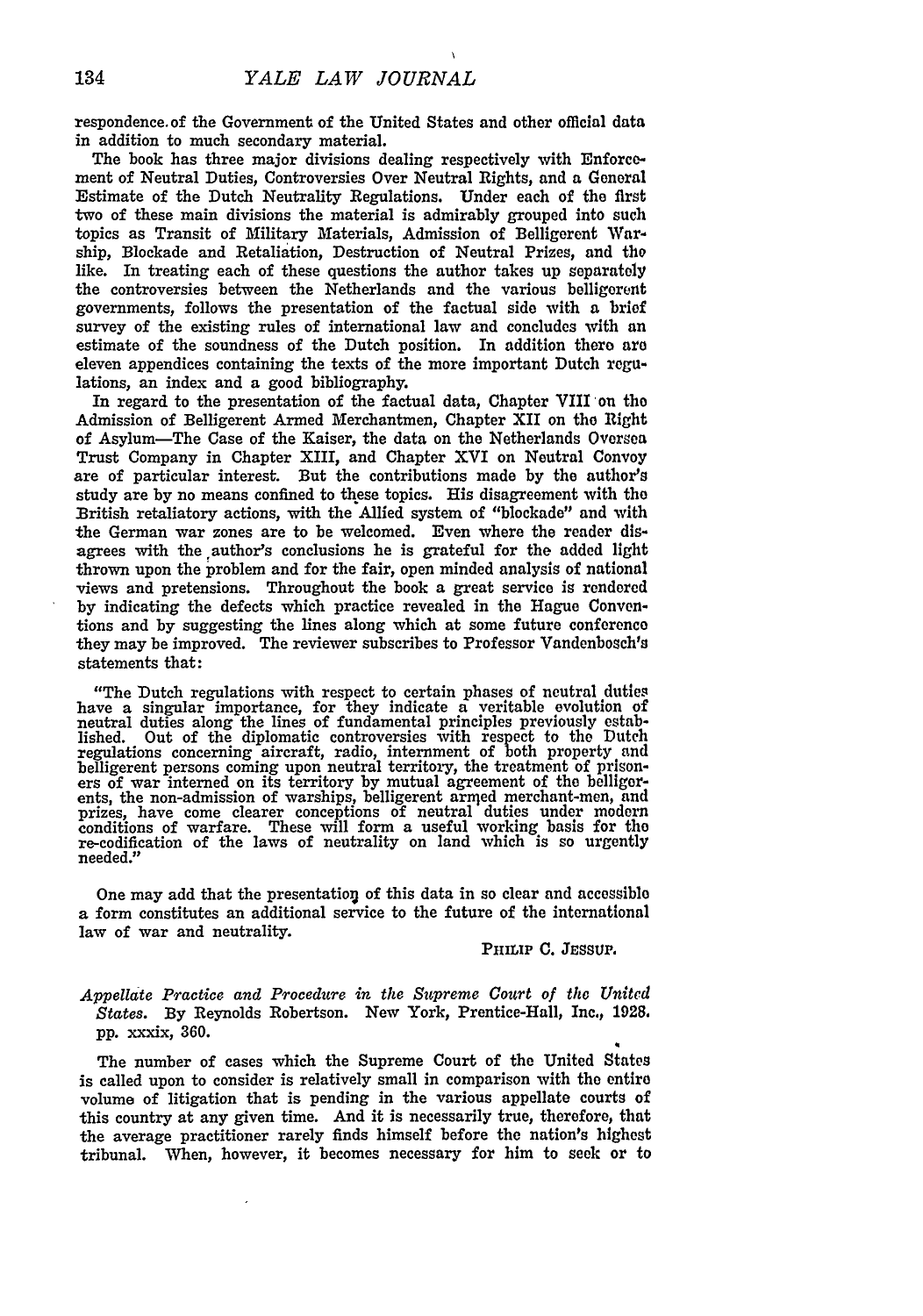respondence of the Government of the United States and other official data in addition to much secondary material.

The book has three major divisions dealing respectively with Enforcement of Neutral Duties, Controversies Over Neutral Rights, and a General Estimate of the Dutch Neutrality Regulations. Under each of the first two of these main divisions the material is admirably grouped into such topics as Transit of Military Materials, Admission of Belligerent Warship, Blockade and Retaliation, Destruction of Neutral Prizes, and the like. In treating each of these questions the author takes up separately the controversies between the Netherlands and the various belligerent governments, follows the presentation of the factual side with a brief survey of the existing rules of international law and concludes with an estimate of the soundness of the Dutch position. In addition there are eleven appendices containing the texts of the more important Dutch regulations, an index and a good bibliography.

In regard to the presentation of the factual data, Chapter VIII on the Admission of Belligerent Armed Merchantmen, Chapter XII on the Right of Asylum—The Case of the Kaiser, the data on the Netherlands Oversea Trust Company in Chapter XIII, and Chapter XVI on Neutral Convoy are of particular interest. But the contributions made by the author's study are by no means confined to these topics. His disagreement with the British retaliatory actions, with the Allied system of "blockade" and with the German war zones are to be welcomed. Even where the reader disagrees with the author's conclusions he is grateful for the added light thrown upon the problem and for the fair, open minded analysis of national views and pretensions. Throughout the book a great service is rendered by indicating the defects which practice revealed in the Hague Conventions and by suggesting the lines along which at some future conference they may be improved. The reviewer subscribes to Professor Vandenbosch's statements that:

> "The Dutch regulations with respect to certain phases of neutral duties have a singular importance, for they indicate a veritable evolution of neutral duties along the lines of fundamental principles previously established. Out of the diplomatic controversies with respect to the Dutch regulations concerning aircraft, radio, internment of both property and belligerent persons coming upon neutral territory, the treatment of prisoners of war interned on its territory by mutual agreement of the belligerents, the non-admission of warships, belligerent armed merchant-men, and prizes, have come clearer conceptions of neutral duties under modern conditions of warfare. These will form a useful working basis for the re-codification of the laws of neutrality on land which is so urgently needed."

One may add that the presentation of this data in so clear and accessible a form constitutes an additional service to the future of the international law of war and neutrality.

PHILIP C. JESSUP.

*Appellate Practice and Procedure in the Supreme Court of the United States.* By Reynolds Robertson. New York, Prentice-Hall, Inc., 1928. pp. xxxix, 360.

The number of cases which the Supreme Court of the United States is called upon to consider is relatively small in comparison with the entire volume of litigation that is pending in the various appellate courts of this country at any given time. And it is necessarily true, therefore, that the average practitioner rarely finds himself before the nation's highest tribunal. When, however, it becomes necessary for him to seek or to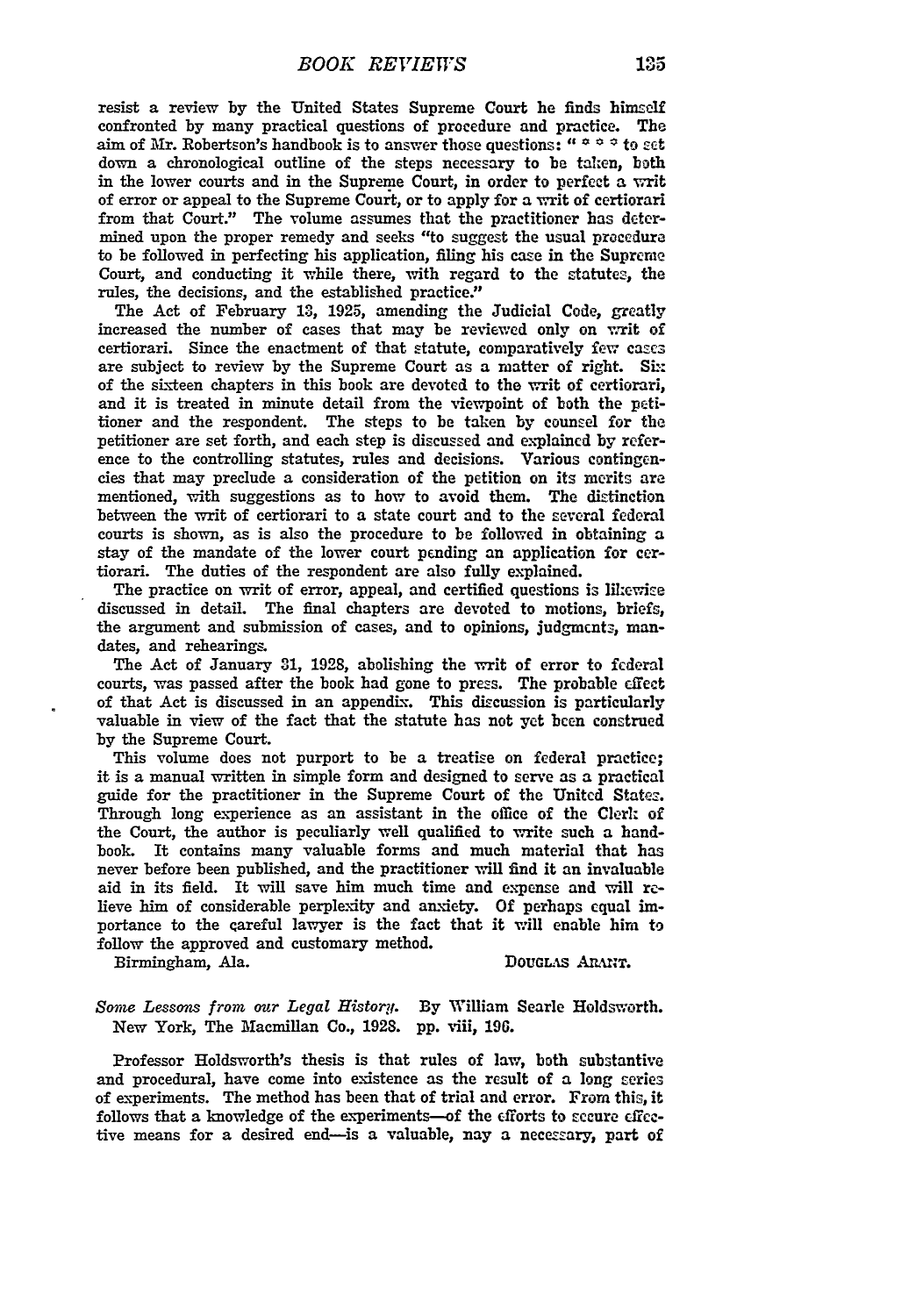resist a review by the United States Supreme Court he finds himself confronted by many practical questions of procedure and practice. The aim of Mr. Robertson's handbook is to answer those questions: "* * * to set down a chronological outline of the steps necessary to be taken, both in the lower courts and in the Supreme Court, in order to perfect a writ of error or appeal to the Supreme Court, or to apply for a writ of certiorari from that Court." The volume assumes that the practitioner has determined upon the proper remedy and seeks "to suggest the usual procedure to be followed in perfecting his application, filing his case in the Supreme Court, and conducting it while there, with regard to the statutes, the rules, the decisions, and the established practice."

The Act of February 13, 1925, amending the Judicial Code, greatly increased the number of cases that may be reviewed only on writ of certiorari. Since the enactment of that statute, comparatively few cases are subject to review by the Supreme Court as a matter of right. Six of the sixteen chapters in this book are devoted to the writ of certiorari, and it is treated in minute detail from the viewpoint of both the petitioner and the respondent. The steps to be taken by counsel for the petitioner are set forth, and each step is discussed and explained by reference to the controlling statutes, rules and decisions. Various contingencies that may preclude a consideration of the petition on its merits are mentioned, with suggestions as to how to avoid them. The distinction between the writ of certiorari to a state court and to the several federal courts is shown, as is also the procedure to be followed in obtaining a stay of the mandate of the lower court pending an application for certiorari. The duties of the respondent are also fully explained.

The practice on writ of error, appeal, and certified questions is likewise discussed in detail. The final chapters are devoted to motions, briefs, the argument and submission of cases, and to opinions, judgments, mandates, and rehearings.

The Act of January 31, 1928, abolishing the writ of error to federal courts, was passed after the book had gone to press. The probable effect of that Act is discussed in an appendix. This discussion is particularly valuable in view of the fact that the statute has not yet been construed by the Supreme Court.

This volume does not purport to be a treatise on federal practice; it is a manual written in simple form and designed to serve as a practical guide for the practitioner in the Supreme Court of the United States. Through long experience as an assistant in the office of the Clerk of the Court, the author is peculiarly well qualified to write such a handbook. It contains many valuable forms and much material that has never before been published, and the practitioner will find it an invaluable aid in its field. It will save him much time and expense and will relieve him of considerable perplexity and anxiety. Of perhaps equal importance to the careful lawyer is the fact that it will enable him to follow the approved and customary method.

Birmingham, Ala. DOUGLAS ARANT.

*Some Lessons from our Legal History.* By William Searle Holdsworth. New York, The Macmillan Co., 1928. pp. viii, 196.

Professor Holdsworth's thesis is that rules of law, both substantive and procedural, have come into existence as the result of a long series of experiments. The method has been that of trial and error. From this, it follows that a knowledge of the experiments—of the efforts to secure effective means for a desired end—is a valuable, nay a necessary, part of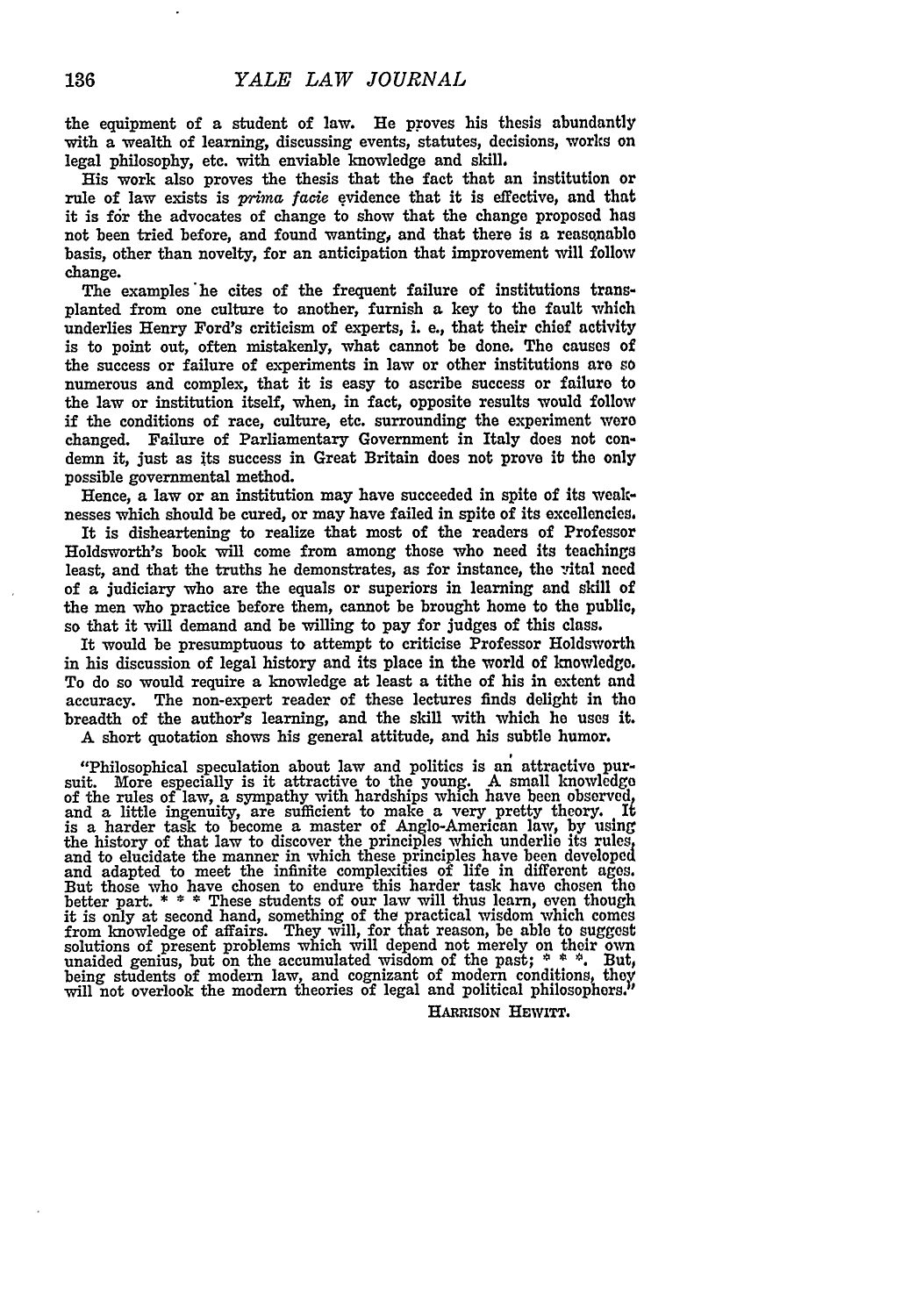the equipment of a student of law. He proves his thesis abundantly with a wealth of learning, discussing events, statutes, decisions, works on legal philosophy, etc. with enviable knowledge and skill.

His work also proves the thesis that the fact that an institution or rule of law exists is *prima facie* evidence that it is effective, and that it is for the advocates of change to show that the change proposed has not been tried before, and found wanting, and that there is a reasonable basis, other than novelty, for an anticipation that improvement will follow change.

The examples he cites of the frequent failure of institutions transplanted from one culture to another, furnish a key to the fault which underlies Henry Ford's criticism of experts, i. e., that their chief activity is to point out, often mistakenly, what cannot be done. The causes of the success or failure of experiments in law or other institutions are so numerous and complex, that it is easy to ascribe success or failure to the law or institution itself, when, in fact, opposite results would follow if the conditions of race, culture, etc. surrounding the experiment were changed. Failure of Parliamentary Government in Italy does not condemn it, just as its success in Great Britain does not prove it the only possible governmental method.

Hence, a law or an institution may have succeeded in spite of its weaknesses which should be cured, or may have failed in spite of its excellencies.

It is disheartening to realize that most of the readers of Professor Holdsworth's book will come from among those who need its teachings least, and that the truths he demonstrates, as for instance, the vital need of a judiciary who are the equals or superiors in learning and skill of the men who practice before them, cannot be brought home to the public, so that it will demand and be willing to pay for judges of this class.

It would be presumptuous to attempt to criticise Professor Holdsworth in his discussion of legal history and its place in the world of knowledge. To do so would require a knowledge at least a tithe of his in extent and accuracy. The non-expert reader of these lectures finds delight in the breadth of the author's learning, and the skill with which he uses it.

A short quotation shows his general attitude, and his subtle humor.

> "Philosophical speculation about law and politics is an attractive pursuit. More especially is it attractive to the young. A small knowledge of the rules of law, a sympathy with hardships which have been observed, and a little ingenuity, are sufficient to make a very pretty theory. It is a harder task to become a master of Anglo-American law, by using the history of that law to discover the principles which underlie its rules, and to elucidate the manner in which these principles have been developed and adapted to meet the infinite complexities of life in different ages. But those who have chosen to endure this harder task have chosen the better part. * * * These students of our law will thus learn, even though it is only at second hand, something of the practical wisdom which comes from knowledge of affairs. They will, for that reason, be able to suggest solutions of present problems which will depend not merely on their own unaided genius, but on the accumulated wisdom of the past; * * *. But, being students of modern law, and cognizant of modern conditions, they will not overlook the modern theories of legal and political philosophers."

HARRISON HEWITT.